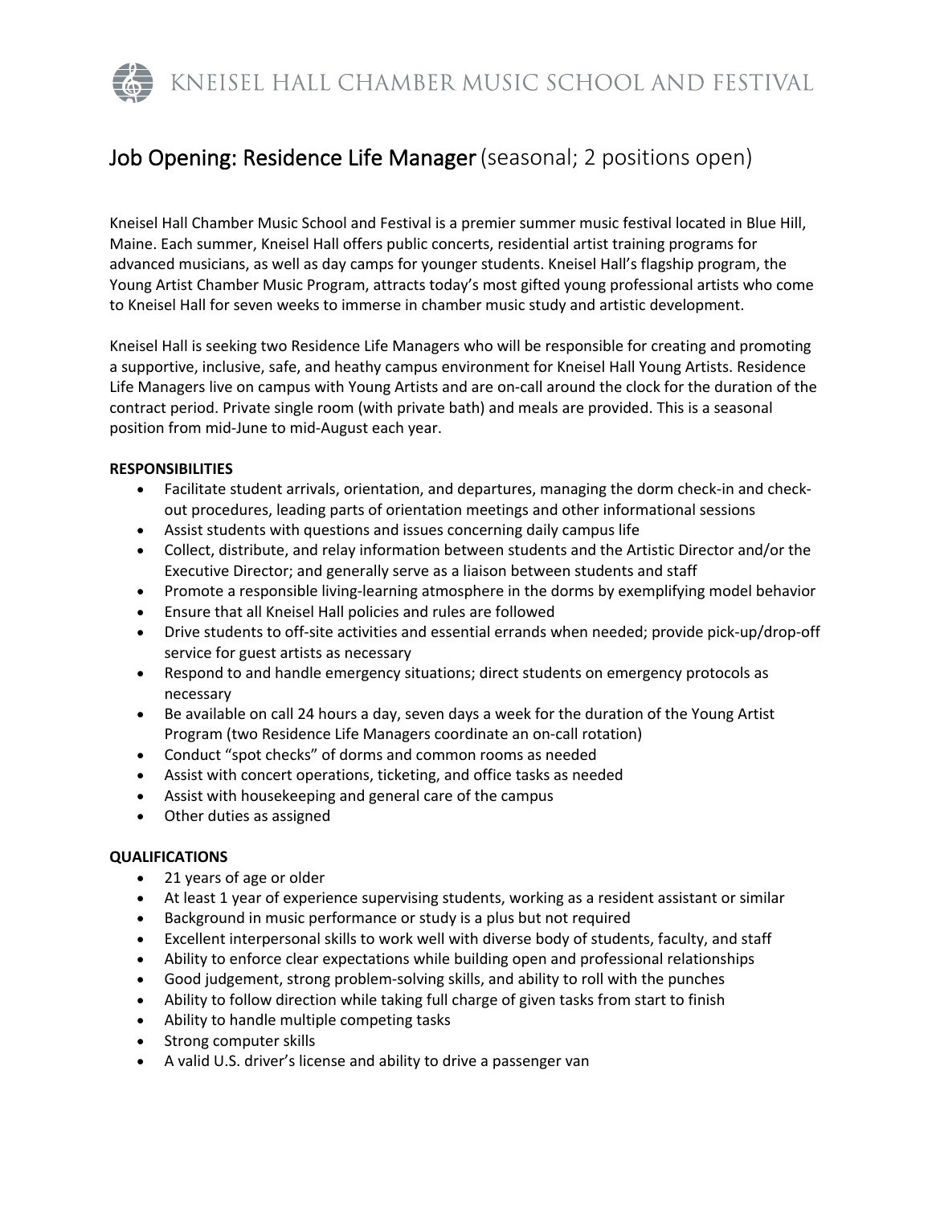KNEISEL HALL CHAMBER MUSIC SCHOOL AND FESTIVAL

# Job Opening: Residence Life Manager (seasonal; 2 positions open)

Kneisel Hall Chamber Music School and Festival is a premier summer music festival located in Blue Hill, Maine. Each summer, Kneisel Hall offers public concerts, residential artist training programs for advanced musicians, as well as day camps for younger students. Kneisel Hall's flagship program, the Young Artist Chamber Music Program, attracts today's most gifted young professional artists who come to Kneisel Hall for seven weeks to immerse in chamber music study and artistic development.

Kneisel Hall is seeking two Residence Life Managers who will be responsible for creating and promoting a supportive, inclusive, safe, and heathy campus environment for Kneisel Hall Young Artists. Residence Life Managers live on campus with Young Artists and are on-call around the clock for the duration of the contract period. Private single room (with private bath) and meals are provided. This is a seasonal position from mid-June to mid-August each year.

**RESPONSIBILITIES**

- Facilitate student arrivals, orientation, and departures, managing the dorm check-in and check-out procedures, leading parts of orientation meetings and other informational sessions
- Assist students with questions and issues concerning daily campus life
- Collect, distribute, and relay information between students and the Artistic Director and/or the Executive Director; and generally serve as a liaison between students and staff
- Promote a responsible living-learning atmosphere in the dorms by exemplifying model behavior
- Ensure that all Kneisel Hall policies and rules are followed
- Drive students to off-site activities and essential errands when needed; provide pick-up/drop-off service for guest artists as necessary
- Respond to and handle emergency situations; direct students on emergency protocols as necessary
- Be available on call 24 hours a day, seven days a week for the duration of the Young Artist Program (two Residence Life Managers coordinate an on-call rotation)
- Conduct "spot checks" of dorms and common rooms as needed
- Assist with concert operations, ticketing, and office tasks as needed
- Assist with housekeeping and general care of the campus
- Other duties as assigned

**QUALIFICATIONS**

- 21 years of age or older
- At least 1 year of experience supervising students, working as a resident assistant or similar
- Background in music performance or study is a plus but not required
- Excellent interpersonal skills to work well with diverse body of students, faculty, and staff
- Ability to enforce clear expectations while building open and professional relationships
- Good judgement, strong problem-solving skills, and ability to roll with the punches
- Ability to follow direction while taking full charge of given tasks from start to finish
- Ability to handle multiple competing tasks
- Strong computer skills
- A valid U.S. driver's license and ability to drive a passenger van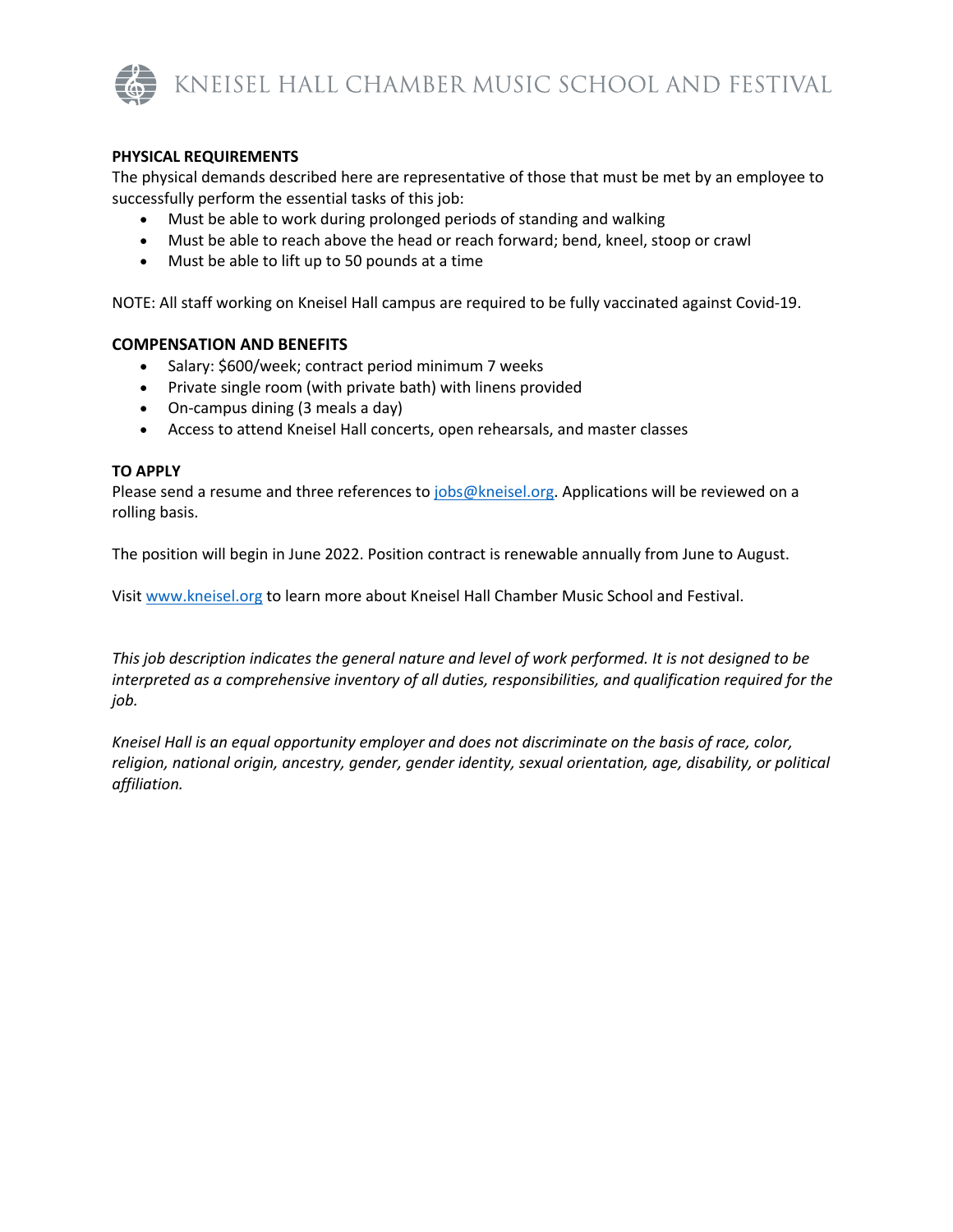**PHYSICAL REQUIREMENTS**

The physical demands described here are representative of those that must be met by an employee to successfully perform the essential tasks of this job:

- Must be able to work during prolonged periods of standing and walking
- Must be able to reach above the head or reach forward; bend, kneel, stoop or crawl
- Must be able to lift up to 50 pounds at a time

NOTE: All staff working on Kneisel Hall campus are required to be fully vaccinated against Covid-19.

**COMPENSATION AND BENEFITS**

- Salary: $600/week; contract period minimum 7 weeks
- Private single room (with private bath) with linens provided
- On-campus dining (3 meals a day)
- Access to attend Kneisel Hall concerts, open rehearsals, and master classes

**TO APPLY**

Please send a resume and three references to jobs@kneisel.org. Applications will be reviewed on a rolling basis.

The position will begin in June 2022. Position contract is renewable annually from June to August.

Visit www.kneisel.org to learn more about Kneisel Hall Chamber Music School and Festival.

*This job description indicates the general nature and level of work performed. It is not designed to be interpreted as a comprehensive inventory of all duties, responsibilities, and qualification required for the job.*

*Kneisel Hall is an equal opportunity employer and does not discriminate on the basis of race, color, religion, national origin, ancestry, gender, gender identity, sexual orientation, age, disability, or political affiliation.*